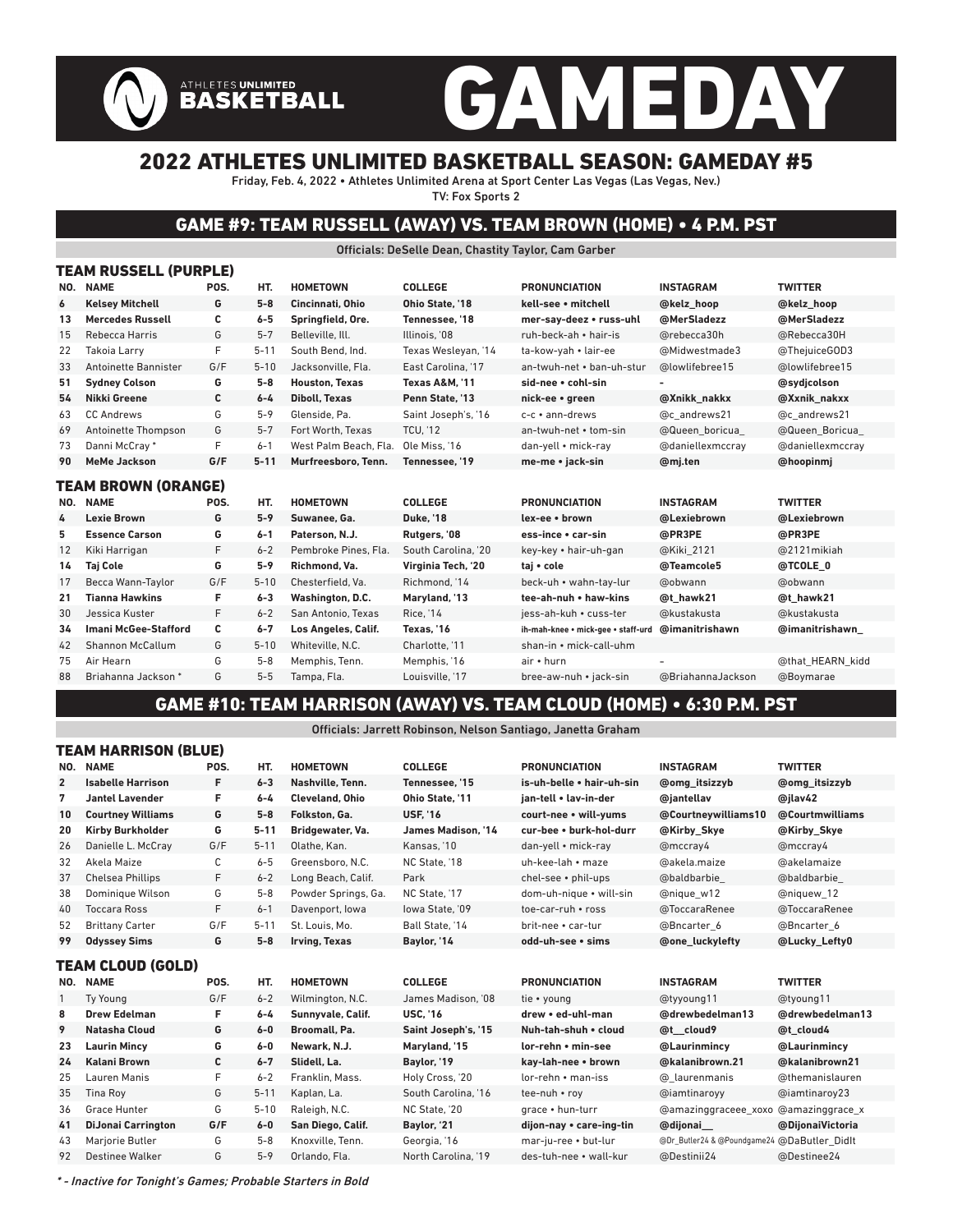# GAMEDAY

ATHLETES UNLIMITED BASKETBALL

## 2022 ATHLETES UNLIMITED BASKETBALL SEASON: GAMEDAY #5

Friday, Feb. 4, 2022 • Athletes Unlimited Arena at Sport Center Las Vegas (Las Vegas, Nev.)

TV: Fox Sports 2

## GAME #9: TEAM RUSSELL (AWAY) VS. TEAM BROWN (HOME) • 4 P.M. PST

Officials: DeSelle Dean, Chastity Taylor, Cam Garber

### TEAM RUSSELL (PURPLE)

| NO. | NAME | POS. | HT. | HOMETOWN | COLLEGE | PRONUNCIATION | INSTAGRAM | TWITTER |
|---|---|---|---|---|---|---|---|---|
| **6** | **Kelsey Mitchell** | **G** | **5-8** | **Cincinnati, Ohio** | **Ohio State, '18** | **kell-see • mitchell** | **@kelz_hoop** | **@kelz_hoop** |
| **13** | **Mercedes Russell** | **C** | **6-5** | **Springfield, Ore.** | **Tennessee, '18** | **mer-say-deez • russ-uhl** | **@MerSladezz** | **@MerSladezz** |
| 15 | Rebecca Harris | G | 5-7 | Belleville, Ill. | Illinois, '08 | ruh-beck-ah • hair-is | @rebecca30h | @Rebecca30H |
| 22 | Takoia Larry | F | 5-11 | South Bend, Ind. | Texas Wesleyan, '14 | ta-kow-yah • lair-ee | @Midwestmade3 | @ThejuiceGOD3 |
| 33 | Antoinette Bannister | G/F | 5-10 | Jacksonville, Fla. | East Carolina, '17 | an-twuh-net • ban-uh-stur | @lowlifebree15 | @lowlifebree15 |
| **51** | **Sydney Colson** | **G** | **5-8** | **Houston, Texas** | **Texas A&M, '11** | **sid-nee • cohl-sin** | **-** | **@sydjcolson** |
| **54** | **Nikki Greene** | **C** | **6-4** | **Diboll, Texas** | **Penn State, '13** | **nick-ee • green** | **@Xnikk_nakkx** | **@Xxnik_nakxx** |
| 63 | CC Andrews | G | 5-9 | Glenside, Pa. | Saint Joseph's, '16 | c-c • ann-drews | @c_andrews21 | @c_andrews21 |
| 69 | Antoinette Thompson | G | 5-7 | Fort Worth, Texas | TCU, '12 | an-twuh-net • tom-sin | @Queen_boricua_ | @Queen_Boricua_ |
| 73 | Danni McCray * | F | 6-1 | West Palm Beach, Fla. | Ole Miss, '16 | dan-yell • mick-ray | @daniellexmccray | @daniellexmccray |
| **90** | **MeMe Jackson** | **G/F** | **5-11** | **Murfreesboro, Tenn.** | **Tennessee, '19** | **me-me • jack-sin** | **@mj.ten** | **@hoopinmj** |

### TEAM BROWN (ORANGE)

| NO. | NAME | POS. | HT. | HOMETOWN | COLLEGE | PRONUNCIATION | INSTAGRAM | TWITTER |
|---|---|---|---|---|---|---|---|---|
| **4** | **Lexie Brown** | **G** | **5-9** | **Suwanee, Ga.** | **Duke, '18** | **lex-ee • brown** | **@Lexiebrown** | **@Lexiebrown** |
| **5** | **Essence Carson** | **G** | **6-1** | **Paterson, N.J.** | **Rutgers, '08** | **ess-ince • car-sin** | **@PR3PE** | **@PR3PE** |
| 12 | Kiki Harrigan | F | 6-2 | Pembroke Pines, Fla. | South Carolina, '20 | key-key • hair-uh-gan | @Kiki_2121 | @2121mikiah |
| **14** | **Taj Cole** | **G** | **5-9** | **Richmond, Va.** | **Virginia Tech, '20** | **taj • cole** | **@Teamcole5** | **@TCOLE_0** |
| 17 | Becca Wann-Taylor | G/F | 5-10 | Chesterfield, Va. | Richmond, '14 | beck-uh • wahn-tay-lur | @obwann | @obwann |
| **21** | **Tianna Hawkins** | **F** | **6-3** | **Washington, D.C.** | **Maryland, '13** | **tee-ah-nuh • haw-kins** | **@t_hawk21** | **@t_hawk21** |
| 30 | Jessica Kuster | F | 6-2 | San Antonio, Texas | Rice, '14 | jess-ah-kuh • cuss-ter | @kustakusta | @kustakusta |
| **34** | **Imani McGee-Stafford** | **C** | **6-7** | **Los Angeles, Calif.** | **Texas, '16** | **ih-mah-knee • mick-gee • staff-urd** | **@imanitrishawn** | **@imanitrishawn_** |
| 42 | Shannon McCallum | G | 5-10 | Whiteville, N.C. | Charlotte, '11 | shan-in • mick-call-uhm | | |
| 75 | Air Hearn | G | 5-8 | Memphis, Tenn. | Memphis, '16 | air • hurn | - | @that_HEARN_kidd |
| 88 | Briahanna Jackson * | G | 5-5 | Tampa, Fla. | Louisville, '17 | bree-aw-nuh • jack-sin | @BriahannaJackson | @Boymarae |

## GAME #10: TEAM HARRISON (AWAY) VS. TEAM CLOUD (HOME) • 6:30 P.M. PST

Officials: Jarrett Robinson, Nelson Santiago, Janetta Graham

### TEAM HARRISON (BLUE)

| NO. | NAME | POS. | HT. | HOMETOWN | COLLEGE | PRONUNCIATION | INSTAGRAM | TWITTER |
|---|---|---|---|---|---|---|---|---|
| **2** | **Isabelle Harrison** | **F** | **6-3** | **Nashville, Tenn.** | **Tennessee, '15** | **is-uh-belle • hair-uh-sin** | **@omg_itsizzyb** | **@omg_itsizzyb** |
| **7** | **Jantel Lavender** | **F** | **6-4** | **Cleveland, Ohio** | **Ohio State, '11** | **jan-tell • lav-in-der** | **@jantellav** | **@jlav42** |
| **10** | **Courtney Williams** | **G** | **5-8** | **Folkston, Ga.** | **USF, '16** | **court-nee • will-yums** | **@Courtneywilliams10** | **@Courtmwilliams** |
| **20** | **Kirby Burkholder** | **G** | **5-11** | **Bridgewater, Va.** | **James Madison, '14** | **cur-bee • burk-hol-durr** | **@Kirby_Skye** | **@Kirby_Skye** |
| 26 | Danielle L. McCray | G/F | 5-11 | Olathe, Kan. | Kansas, '10 | dan-yell • mick-ray | @mccray4 | @mccray4 |
| 32 | Akela Maize | C | 6-5 | Greensboro, N.C. | NC State, '18 | uh-kee-lah • maze | @akela.maize | @akelamaize |
| 37 | Chelsea Phillips | F | 6-2 | Long Beach, Calif. | Park | chel-see • phil-ups | @baldbarbie_ | @baldbarbie_ |
| 38 | Dominique Wilson | G | 5-8 | Powder Springs, Ga. | NC State, '17 | dom-uh-nique • will-sin | @nique_w12 | @niquew_12 |
| 40 | Toccara Ross | F | 6-1 | Davenport, Iowa | Iowa State, '09 | toe-car-ruh • ross | @ToccaraRenee | @ToccaraRenee |
| 52 | Brittany Carter | G/F | 5-11 | St. Louis, Mo. | Ball State, '14 | brit-nee • car-tur | @Bncarter_6 | @Bncarter_6 |
| **99** | **Odyssey Sims** | **G** | **5-8** | **Irving, Texas** | **Baylor, '14** | **odd-uh-see • sims** | **@one_luckylefty** | **@Lucky_Lefty0** |

### TEAM CLOUD (GOLD)

| NO. | NAME | POS. | HT. | HOMETOWN | COLLEGE | PRONUNCIATION | INSTAGRAM | TWITTER |
|---|---|---|---|---|---|---|---|---|
| 1 | Ty Young | G/F | 6-2 | Wilmington, N.C. | James Madison, '08 | tie • young | @tyyoung11 | @tyoung11 |
| **8** | **Drew Edelman** | **F** | **6-4** | **Sunnyvale, Calif.** | **USC, '16** | **drew • ed-uhl-man** | **@drewbedelman13** | **@drewbedelman13** |
| **9** | **Natasha Cloud** | **G** | **6-0** | **Broomall, Pa.** | **Saint Joseph's, '15** | **Nuh-tah-shuh • cloud** | **@t__cloud9** | **@t_cloud4** |
| **23** | **Laurin Mincy** | **G** | **6-0** | **Newark, N.J.** | **Maryland, '15** | **lor-rehn • min-see** | **@Laurinmincy** | **@Laurinmincy** |
| **24** | **Kalani Brown** | **C** | **6-7** | **Slidell, La.** | **Baylor, '19** | **kay-lah-nee • brown** | **@kalanibrown.21** | **@kalanibrown21** |
| 25 | Lauren Manis | F | 6-2 | Franklin, Mass. | Holy Cross, '20 | lor-rehn • man-iss | @_laurenmanis | @themanislauren |
| 35 | Tina Roy | G | 5-11 | Kaplan, La. | South Carolina, '16 | tee-nuh • roy | @iamtinaroyy | @iamtinaroy23 |
| 36 | Grace Hunter | G | 5-10 | Raleigh, N.C. | NC State, '20 | grace • hun-turr | @amazinggraceee_xoxo | @amazinggrace_x |
| **41** | **DiJonai Carrington** | **G/F** | **6-0** | **San Diego, Calif.** | **Baylor, '21** | **dijon-nay • care-ing-tin** | **@dijonai__** | **@DijonaiVictoria** |
| 43 | Marjorie Butler | G | 5-8 | Knoxville, Tenn. | Georgia, '16 | mar-ju-ree • but-lur | @Dr_Butler24 & @Poundgame24 | @DaButler_DidIt |
| 92 | Destinee Walker | G | 5-9 | Orlando, Fla. | North Carolina, '19 | des-tuh-nee • wall-kur | @Destinii24 | @Destinee24 |

*\* - Inactive for Tonight's Games; Probable Starters in Bold*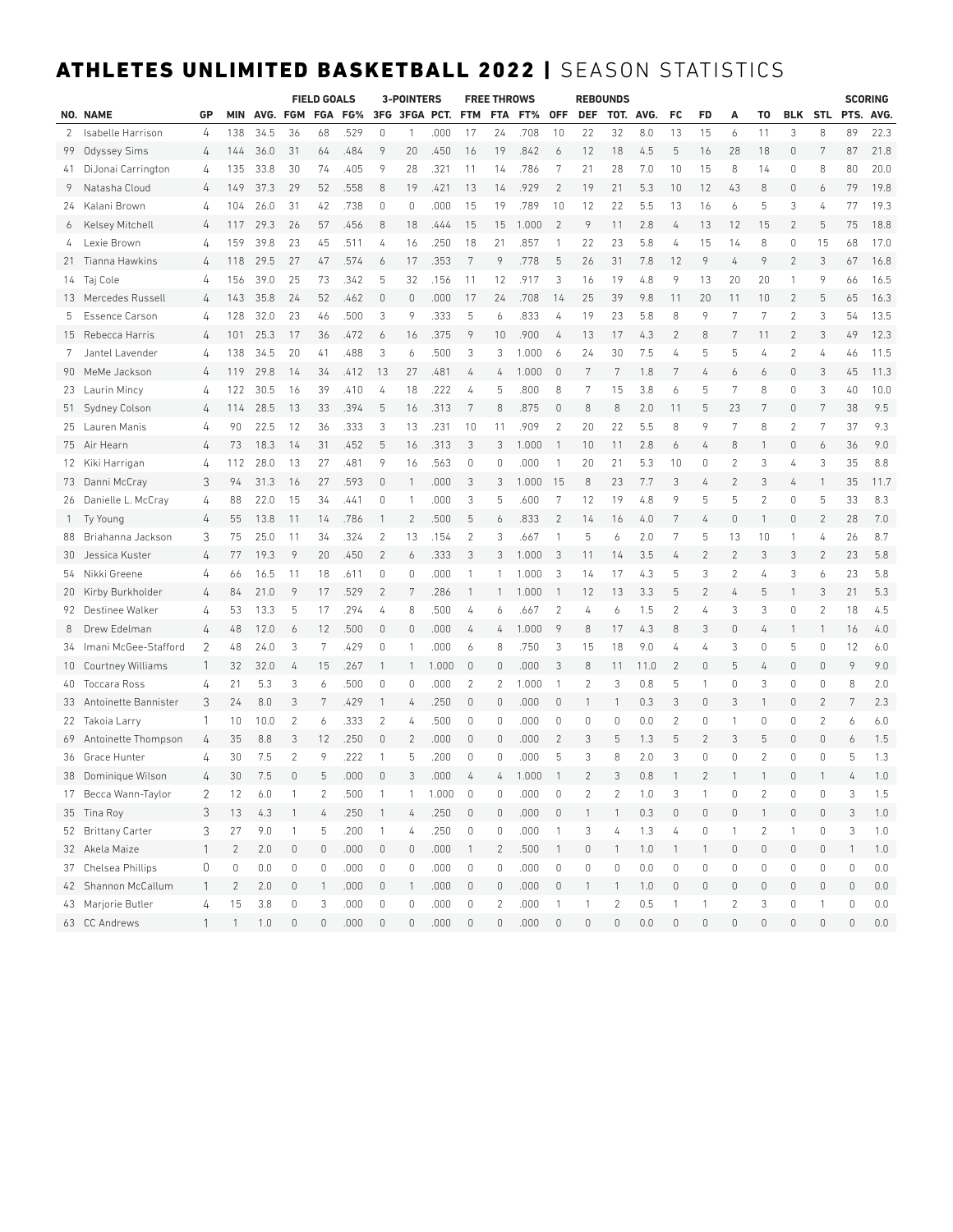# ATHLETES UNLIMITED BASKETBALL 2022 | SEASON STATISTICS

| | | | | | FIELD GOALS | | | 3-POINTERS | | | FREE THROWS | | | REBOUNDS | | | | | | | | | | SCORING | |
|---|---|---|---|---|---|---|---|---|---|---|---|---|---|---|---|---|---|---|---|---|---|---|---|---|---|
| NO. | NAME | GP | MIN | AVG. | FGM | FGA | FG% | 3FG | 3FGA | PCT. | FTM | FTA | FT% | OFF | DEF | TOT. | AVG. | FC | FD | A | TO | BLK | STL | PTS. | AVG. |
| 2 | Isabelle Harrison | 4 | 138 | 34.5 | 36 | 68 | .529 | 0 | 1 | .000 | 17 | 24 | .708 | 10 | 22 | 32 | 8.0 | 13 | 15 | 6 | 11 | 3 | 8 | 89 | 22.3 |
| 99 | Odyssey Sims | 4 | 144 | 36.0 | 31 | 64 | .484 | 9 | 20 | .450 | 16 | 19 | .842 | 6 | 12 | 18 | 4.5 | 5 | 16 | 28 | 18 | 0 | 7 | 87 | 21.8 |
| 41 | DiJonai Carrington | 4 | 135 | 33.8 | 30 | 74 | .405 | 9 | 28 | .321 | 11 | 14 | .786 | 7 | 21 | 28 | 7.0 | 10 | 15 | 8 | 14 | 0 | 8 | 80 | 20.0 |
| 9 | Natasha Cloud | 4 | 149 | 37.3 | 29 | 52 | .558 | 8 | 19 | .421 | 13 | 14 | .929 | 2 | 19 | 21 | 5.3 | 10 | 12 | 43 | 8 | 0 | 6 | 79 | 19.8 |
| 24 | Kalani Brown | 4 | 104 | 26.0 | 31 | 42 | .738 | 0 | 0 | .000 | 15 | 19 | .789 | 10 | 12 | 22 | 5.5 | 13 | 16 | 6 | 5 | 3 | 4 | 77 | 19.3 |
| 6 | Kelsey Mitchell | 4 | 117 | 29.3 | 26 | 57 | .456 | 8 | 18 | .444 | 15 | 15 | 1.000 | 2 | 9 | 11 | 2.8 | 4 | 13 | 12 | 15 | 2 | 5 | 75 | 18.8 |
| 4 | Lexie Brown | 4 | 159 | 39.8 | 23 | 45 | .511 | 4 | 16 | .250 | 18 | 21 | .857 | 1 | 22 | 23 | 5.8 | 4 | 15 | 14 | 8 | 0 | 15 | 68 | 17.0 |
| 21 | Tianna Hawkins | 4 | 118 | 29.5 | 27 | 47 | .574 | 6 | 17 | .353 | 7 | 9 | .778 | 5 | 26 | 31 | 7.8 | 12 | 9 | 4 | 9 | 2 | 3 | 67 | 16.8 |
| 14 | Taj Cole | 4 | 156 | 39.0 | 25 | 73 | .342 | 5 | 32 | .156 | 11 | 12 | .917 | 3 | 16 | 19 | 4.8 | 9 | 13 | 20 | 20 | 1 | 9 | 66 | 16.5 |
| 13 | Mercedes Russell | 4 | 143 | 35.8 | 24 | 52 | .462 | 0 | 0 | .000 | 17 | 24 | .708 | 14 | 25 | 39 | 9.8 | 11 | 20 | 11 | 10 | 2 | 5 | 65 | 16.3 |
| 5 | Essence Carson | 4 | 128 | 32.0 | 23 | 46 | .500 | 3 | 9 | .333 | 5 | 6 | .833 | 4 | 19 | 23 | 5.8 | 8 | 9 | 7 | 7 | 2 | 3 | 54 | 13.5 |
| 15 | Rebecca Harris | 4 | 101 | 25.3 | 17 | 36 | .472 | 6 | 16 | .375 | 9 | 10 | .900 | 4 | 13 | 17 | 4.3 | 2 | 8 | 7 | 11 | 2 | 3 | 49 | 12.3 |
| 7 | Jantel Lavender | 4 | 138 | 34.5 | 20 | 41 | .488 | 3 | 6 | .500 | 3 | 3 | 1.000 | 6 | 24 | 30 | 7.5 | 4 | 5 | 5 | 4 | 2 | 4 | 46 | 11.5 |
| 90 | MeMe Jackson | 4 | 119 | 29.8 | 14 | 34 | .412 | 13 | 27 | .481 | 4 | 4 | 1.000 | 0 | 7 | 7 | 1.8 | 7 | 4 | 6 | 6 | 0 | 3 | 45 | 11.3 |
| 23 | Laurin Mincy | 4 | 122 | 30.5 | 16 | 39 | .410 | 4 | 18 | .222 | 4 | 5 | .800 | 8 | 7 | 15 | 3.8 | 6 | 5 | 7 | 8 | 0 | 3 | 40 | 10.0 |
| 51 | Sydney Colson | 4 | 114 | 28.5 | 13 | 33 | .394 | 5 | 16 | .313 | 7 | 8 | .875 | 0 | 8 | 8 | 2.0 | 11 | 5 | 23 | 7 | 0 | 7 | 38 | 9.5 |
| 25 | Lauren Manis | 4 | 90 | 22.5 | 12 | 36 | .333 | 3 | 13 | .231 | 10 | 11 | .909 | 2 | 20 | 22 | 5.5 | 8 | 9 | 7 | 8 | 2 | 7 | 37 | 9.3 |
| 75 | Air Hearn | 4 | 73 | 18.3 | 14 | 31 | .452 | 5 | 16 | .313 | 3 | 3 | 1.000 | 1 | 10 | 11 | 2.8 | 6 | 4 | 8 | 1 | 0 | 6 | 36 | 9.0 |
| 12 | Kiki Harrigan | 4 | 112 | 28.0 | 13 | 27 | .481 | 9 | 16 | .563 | 0 | 0 | .000 | 1 | 20 | 21 | 5.3 | 10 | 0 | 2 | 3 | 4 | 3 | 35 | 8.8 |
| 73 | Danni McCray | 3 | 94 | 31.3 | 16 | 27 | .593 | 0 | 1 | .000 | 3 | 3 | 1.000 | 15 | 8 | 23 | 7.7 | 3 | 4 | 2 | 3 | 4 | 1 | 35 | 11.7 |
| 26 | Danielle L. McCray | 4 | 88 | 22.0 | 15 | 34 | .441 | 0 | 1 | .000 | 3 | 5 | .600 | 7 | 12 | 19 | 4.8 | 9 | 5 | 5 | 2 | 0 | 5 | 33 | 8.3 |
| 1 | Ty Young | 4 | 55 | 13.8 | 11 | 14 | .786 | 1 | 2 | .500 | 5 | 6 | .833 | 2 | 14 | 16 | 4.0 | 7 | 4 | 0 | 1 | 0 | 2 | 28 | 7.0 |
| 88 | Briahanna Jackson | 3 | 75 | 25.0 | 11 | 34 | .324 | 2 | 13 | .154 | 2 | 3 | .667 | 1 | 5 | 6 | 2.0 | 7 | 5 | 13 | 10 | 1 | 4 | 26 | 8.7 |
| 30 | Jessica Kuster | 4 | 77 | 19.3 | 9 | 20 | .450 | 2 | 6 | .333 | 3 | 3 | 1.000 | 3 | 11 | 14 | 3.5 | 4 | 2 | 2 | 3 | 3 | 2 | 23 | 5.8 |
| 54 | Nikki Greene | 4 | 66 | 16.5 | 11 | 18 | .611 | 0 | 0 | .000 | 1 | 1 | 1.000 | 3 | 14 | 17 | 4.3 | 5 | 3 | 2 | 4 | 3 | 6 | 23 | 5.8 |
| 20 | Kirby Burkholder | 4 | 84 | 21.0 | 9 | 17 | .529 | 2 | 7 | .286 | 1 | 1 | 1.000 | 1 | 12 | 13 | 3.3 | 5 | 2 | 4 | 5 | 1 | 3 | 21 | 5.3 |
| 92 | Destinee Walker | 4 | 53 | 13.3 | 5 | 17 | .294 | 4 | 8 | .500 | 4 | 6 | .667 | 2 | 4 | 6 | 1.5 | 2 | 4 | 3 | 3 | 0 | 2 | 18 | 4.5 |
| 8 | Drew Edelman | 4 | 48 | 12.0 | 6 | 12 | .500 | 0 | 0 | .000 | 4 | 4 | 1.000 | 9 | 8 | 17 | 4.3 | 8 | 3 | 0 | 4 | 1 | 1 | 16 | 4.0 |
| 34 | Imani McGee-Stafford | 2 | 48 | 24.0 | 3 | 7 | .429 | 0 | 1 | .000 | 6 | 8 | .750 | 3 | 15 | 18 | 9.0 | 4 | 4 | 3 | 0 | 5 | 0 | 12 | 6.0 |
| 10 | Courtney Williams | 1 | 32 | 32.0 | 4 | 15 | .267 | 1 | 1 | 1.000 | 0 | 0 | .000 | 3 | 8 | 11 | 11.0 | 2 | 0 | 5 | 4 | 0 | 0 | 9 | 9.0 |
| 40 | Toccara Ross | 4 | 21 | 5.3 | 3 | 6 | .500 | 0 | 0 | .000 | 2 | 2 | 1.000 | 1 | 2 | 3 | 0.8 | 5 | 1 | 0 | 3 | 0 | 0 | 8 | 2.0 |
| 33 | Antoinette Bannister | 3 | 24 | 8.0 | 3 | 7 | .429 | 1 | 4 | .250 | 0 | 0 | .000 | 0 | 1 | 1 | 0.3 | 3 | 0 | 3 | 1 | 0 | 2 | 7 | 2.3 |
| 22 | Takoia Larry | 1 | 10 | 10.0 | 2 | 6 | .333 | 2 | 4 | .500 | 0 | 0 | .000 | 0 | 0 | 0 | 0.0 | 2 | 0 | 1 | 0 | 0 | 2 | 6 | 6.0 |
| 69 | Antoinette Thompson | 4 | 35 | 8.8 | 3 | 12 | .250 | 0 | 2 | .000 | 0 | 0 | .000 | 2 | 3 | 5 | 1.3 | 5 | 2 | 3 | 5 | 0 | 0 | 6 | 1.5 |
| 36 | Grace Hunter | 4 | 30 | 7.5 | 2 | 9 | .222 | 1 | 5 | .200 | 0 | 0 | .000 | 5 | 3 | 8 | 2.0 | 3 | 0 | 0 | 2 | 0 | 0 | 5 | 1.3 |
| 38 | Dominique Wilson | 4 | 30 | 7.5 | 0 | 5 | .000 | 0 | 3 | .000 | 4 | 4 | 1.000 | 1 | 2 | 3 | 0.8 | 1 | 2 | 1 | 1 | 0 | 1 | 4 | 1.0 |
| 17 | Becca Wann-Taylor | 2 | 12 | 6.0 | 1 | 2 | .500 | 1 | 1 | 1.000 | 0 | 0 | .000 | 0 | 2 | 2 | 1.0 | 3 | 1 | 0 | 2 | 0 | 0 | 3 | 1.5 |
| 35 | Tina Roy | 3 | 13 | 4.3 | 1 | 4 | .250 | 1 | 4 | .250 | 0 | 0 | .000 | 0 | 1 | 1 | 0.3 | 0 | 0 | 0 | 1 | 0 | 0 | 3 | 1.0 |
| 52 | Brittany Carter | 3 | 27 | 9.0 | 1 | 5 | .200 | 1 | 4 | .250 | 0 | 0 | .000 | 1 | 3 | 4 | 1.3 | 4 | 0 | 1 | 2 | 1 | 0 | 3 | 1.0 |
| 32 | Akela Maize | 1 | 2 | 2.0 | 0 | 0 | .000 | 0 | 0 | .000 | 1 | 2 | .500 | 1 | 0 | 1 | 1.0 | 1 | 1 | 0 | 0 | 0 | 0 | 1 | 1.0 |
| 37 | Chelsea Phillips | 0 | 0 | 0.0 | 0 | 0 | .000 | 0 | 0 | .000 | 0 | 0 | .000 | 0 | 0 | 0 | 0.0 | 0 | 0 | 0 | 0 | 0 | 0 | 0 | 0.0 |
| 42 | Shannon McCallum | 1 | 2 | 2.0 | 0 | 1 | .000 | 0 | 1 | .000 | 0 | 0 | .000 | 0 | 1 | 1 | 1.0 | 0 | 0 | 0 | 0 | 0 | 0 | 0 | 0.0 |
| 43 | Marjorie Butler | 4 | 15 | 3.8 | 0 | 3 | .000 | 0 | 0 | .000 | 0 | 2 | .000 | 1 | 1 | 2 | 0.5 | 1 | 1 | 2 | 3 | 0 | 1 | 0 | 0.0 |
| 63 | CC Andrews | 1 | 1 | 1.0 | 0 | 0 | .000 | 0 | 0 | .000 | 0 | 0 | .000 | 0 | 0 | 0 | 0.0 | 0 | 0 | 0 | 0 | 0 | 0 | 0 | 0.0 |